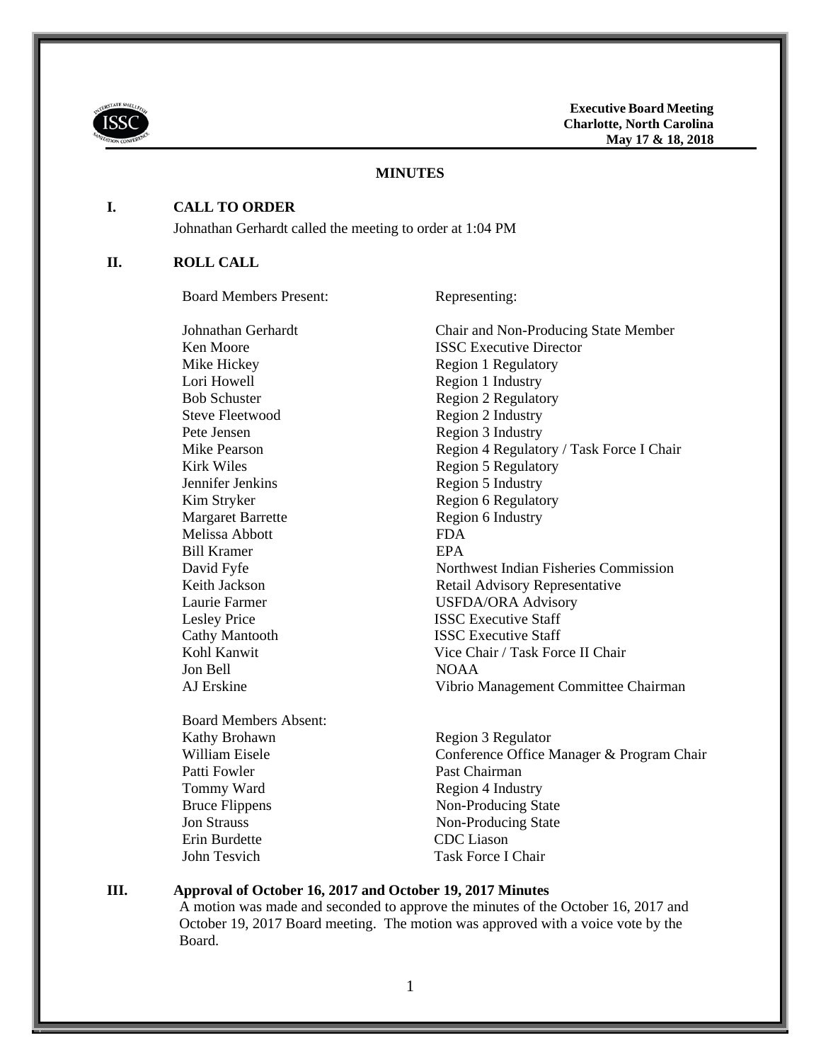**Executive Board Meeting**
**Charlotte, North Carolina**
**May 17 & 18, 2018**

## MINUTES

## I. CALL TO ORDER

Johnathan Gerhardt called the meeting to order at 1:04 PM

## II. ROLL CALL

| Board Members Present: | Representing: |
|---|---|
| Johnathan Gerhardt | Chair and Non-Producing State Member |
| Ken Moore | ISSC Executive Director |
| Mike Hickey | Region 1 Regulatory |
| Lori Howell | Region 1 Industry |
| Bob Schuster | Region 2 Regulatory |
| Steve Fleetwood | Region 2 Industry |
| Pete Jensen | Region 3 Industry |
| Mike Pearson | Region 4 Regulatory / Task Force I Chair |
| Kirk Wiles | Region 5 Regulatory |
| Jennifer Jenkins | Region 5 Industry |
| Kim Stryker | Region 6 Regulatory |
| Margaret Barrette | Region 6 Industry |
| Melissa Abbott | FDA |
| Bill Kramer | EPA |
| David Fyfe | Northwest Indian Fisheries Commission |
| Keith Jackson | Retail Advisory Representative |
| Laurie Farmer | USFDA/ORA Advisory |
| Lesley Price | ISSC Executive Staff |
| Cathy Mantooth | ISSC Executive Staff |
| Kohl Kanwit | Vice Chair / Task Force II Chair |
| Jon Bell | NOAA |
| AJ Erskine | Vibrio Management Committee Chairman |

| Board Members Absent: | |
|---|---|
| Kathy Brohawn | Region 3 Regulator |
| William Eisele | Conference Office Manager & Program Chair |
| Patti Fowler | Past Chairman |
| Tommy Ward | Region 4 Industry |
| Bruce Flippens | Non-Producing State |
| Jon Strauss | Non-Producing State |
| Erin Burdette | CDC Liason |
| John Tesvich | Task Force I Chair |

## III. Approval of October 16, 2017 and October 19, 2017 Minutes

A motion was made and seconded to approve the minutes of the October 16, 2017 and October 19, 2017 Board meeting. The motion was approved with a voice vote by the Board.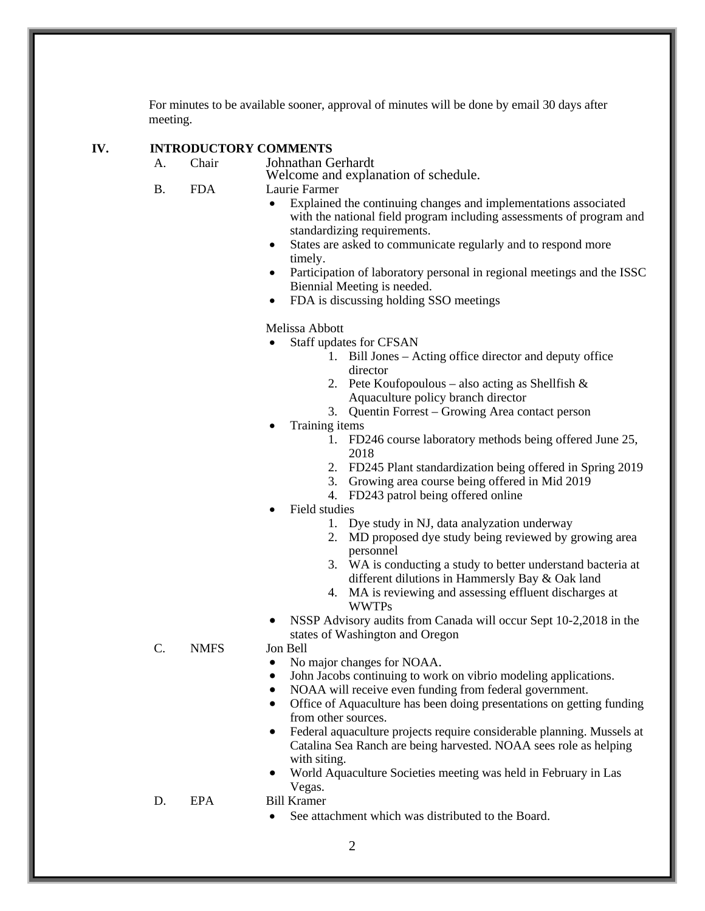For minutes to be available sooner, approval of minutes will be done by email 30 days after meeting.

## IV. INTRODUCTORY COMMENTS

A. Chair — Johnathan Gerhardt

Welcome and explanation of schedule.

B. FDA — Laurie Farmer

- Explained the continuing changes and implementations associated with the national field program including assessments of program and standardizing requirements.
- States are asked to communicate regularly and to respond more timely.
- Participation of laboratory personal in regional meetings and the ISSC Biennial Meeting is needed.
- FDA is discussing holding SSO meetings

Melissa Abbott

- Staff updates for CFSAN
  1. Bill Jones – Acting office director and deputy office director
  2. Pete Koufopoulous – also acting as Shellfish & Aquaculture policy branch director
  3. Quentin Forrest – Growing Area contact person
- Training items
  1. FD246 course laboratory methods being offered June 25, 2018
  2. FD245 Plant standardization being offered in Spring 2019
  3. Growing area course being offered in Mid 2019
  4. FD243 patrol being offered online
- Field studies
  1. Dye study in NJ, data analyzation underway
  2. MD proposed dye study being reviewed by growing area personnel
  3. WA is conducting a study to better understand bacteria at different dilutions in Hammersly Bay & Oak land
  4. MA is reviewing and assessing effluent discharges at WWTPs
- NSSP Advisory audits from Canada will occur Sept 10-2,2018 in the states of Washington and Oregon

C. NMFS — Jon Bell

- No major changes for NOAA.
- John Jacobs continuing to work on vibrio modeling applications.
- NOAA will receive even funding from federal government.
- Office of Aquaculture has been doing presentations on getting funding from other sources.
- Federal aquaculture projects require considerable planning. Mussels at Catalina Sea Ranch are being harvested. NOAA sees role as helping with siting.
- World Aquaculture Societies meeting was held in February in Las Vegas.

D. EPA — Bill Kramer

- See attachment which was distributed to the Board.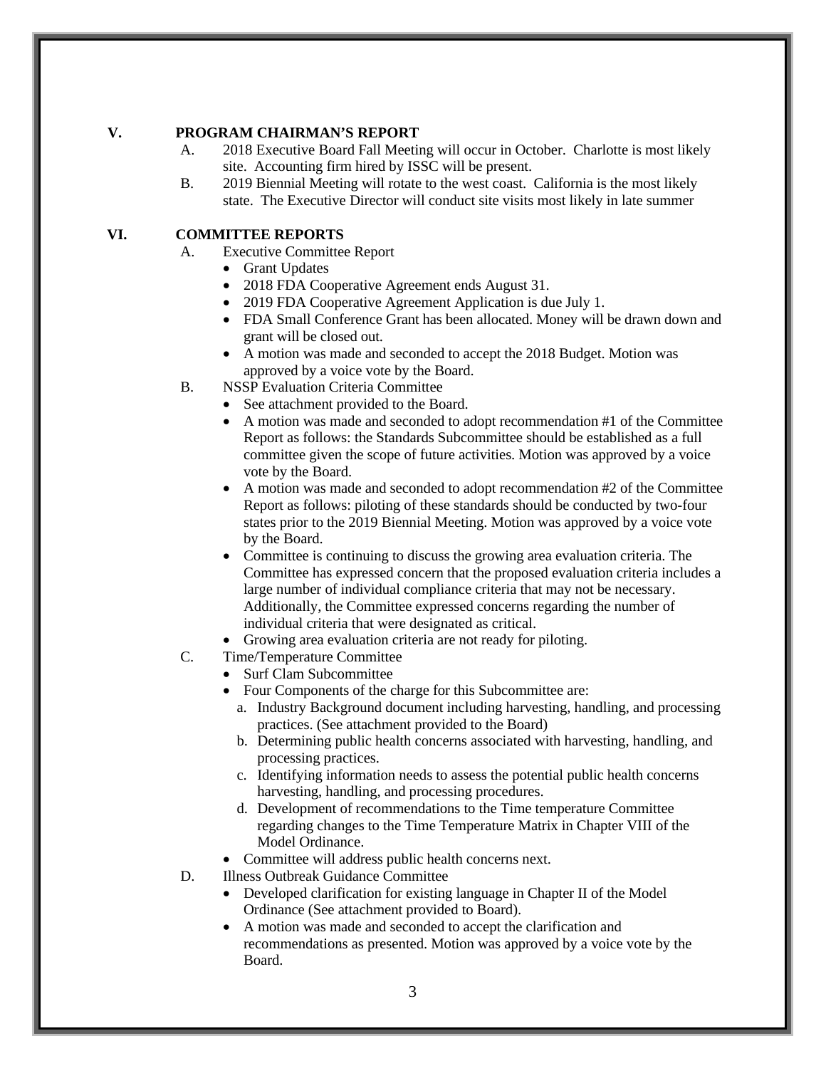## V. PROGRAM CHAIRMAN'S REPORT

A. 2018 Executive Board Fall Meeting will occur in October. Charlotte is most likely site. Accounting firm hired by ISSC will be present.

B. 2019 Biennial Meeting will rotate to the west coast. California is the most likely state. The Executive Director will conduct site visits most likely in late summer

## VI. COMMITTEE REPORTS

A. Executive Committee Report

- Grant Updates
- 2018 FDA Cooperative Agreement ends August 31.
- 2019 FDA Cooperative Agreement Application is due July 1.
- FDA Small Conference Grant has been allocated. Money will be drawn down and grant will be closed out.
- A motion was made and seconded to accept the 2018 Budget. Motion was approved by a voice vote by the Board.

B. NSSP Evaluation Criteria Committee

- See attachment provided to the Board.
- A motion was made and seconded to adopt recommendation #1 of the Committee Report as follows: the Standards Subcommittee should be established as a full committee given the scope of future activities. Motion was approved by a voice vote by the Board.
- A motion was made and seconded to adopt recommendation #2 of the Committee Report as follows: piloting of these standards should be conducted by two-four states prior to the 2019 Biennial Meeting. Motion was approved by a voice vote by the Board.
- Committee is continuing to discuss the growing area evaluation criteria. The Committee has expressed concern that the proposed evaluation criteria includes a large number of individual compliance criteria that may not be necessary. Additionally, the Committee expressed concerns regarding the number of individual criteria that were designated as critical.
- Growing area evaluation criteria are not ready for piloting.

C. Time/Temperature Committee

- Surf Clam Subcommittee
- Four Components of the charge for this Subcommittee are:
  a. Industry Background document including harvesting, handling, and processing practices. (See attachment provided to the Board)
  b. Determining public health concerns associated with harvesting, handling, and processing practices.
  c. Identifying information needs to assess the potential public health concerns harvesting, handling, and processing procedures.
  d. Development of recommendations to the Time temperature Committee regarding changes to the Time Temperature Matrix in Chapter VIII of the Model Ordinance.
- Committee will address public health concerns next.

D. Illness Outbreak Guidance Committee

- Developed clarification for existing language in Chapter II of the Model Ordinance (See attachment provided to Board).
- A motion was made and seconded to accept the clarification and recommendations as presented. Motion was approved by a voice vote by the Board.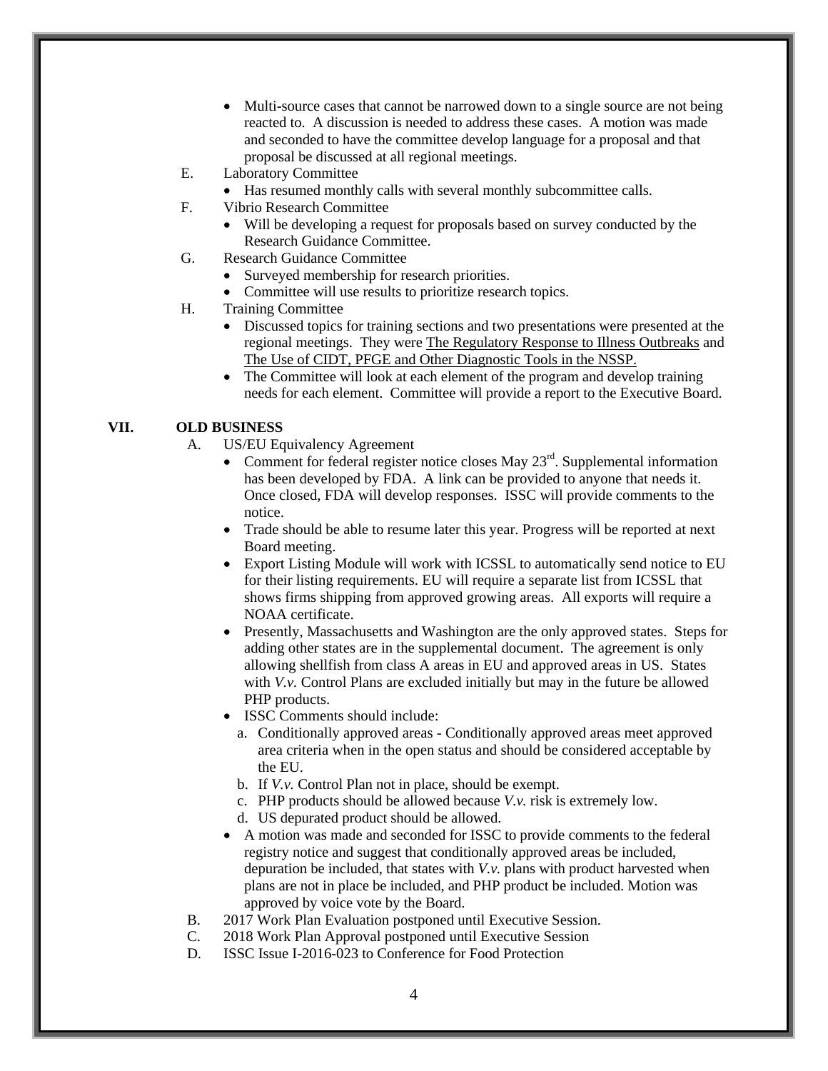- Multi-source cases that cannot be narrowed down to a single source are not being reacted to. A discussion is needed to address these cases. A motion was made and seconded to have the committee develop language for a proposal and that proposal be discussed at all regional meetings.

E. Laboratory Committee
- Has resumed monthly calls with several monthly subcommittee calls.

F. Vibrio Research Committee
- Will be developing a request for proposals based on survey conducted by the Research Guidance Committee.

G. Research Guidance Committee
- Surveyed membership for research priorities.
- Committee will use results to prioritize research topics.

H. Training Committee
- Discussed topics for training sections and two presentations were presented at the regional meetings. They were <u>The Regulatory Response to Illness Outbreaks</u> and <u>The Use of CIDT, PFGE and Other Diagnostic Tools in the NSSP.</u>
- The Committee will look at each element of the program and develop training needs for each element. Committee will provide a report to the Executive Board.

## VII. OLD BUSINESS

A. US/EU Equivalency Agreement
- Comment for federal register notice closes May 23rd. Supplemental information has been developed by FDA. A link can be provided to anyone that needs it. Once closed, FDA will develop responses. ISSC will provide comments to the notice.
- Trade should be able to resume later this year. Progress will be reported at next Board meeting.
- Export Listing Module will work with ICSSL to automatically send notice to EU for their listing requirements. EU will require a separate list from ICSSL that shows firms shipping from approved growing areas. All exports will require a NOAA certificate.
- Presently, Massachusetts and Washington are the only approved states. Steps for adding other states are in the supplemental document. The agreement is only allowing shellfish from class A areas in EU and approved areas in US. States with *V.v.* Control Plans are excluded initially but may in the future be allowed PHP products.
- ISSC Comments should include:
  a. Conditionally approved areas - Conditionally approved areas meet approved area criteria when in the open status and should be considered acceptable by the EU.
  b. If *V.v.* Control Plan not in place, should be exempt.
  c. PHP products should be allowed because *V.v.* risk is extremely low.
  d. US depurated product should be allowed.
- A motion was made and seconded for ISSC to provide comments to the federal registry notice and suggest that conditionally approved areas be included, depuration be included, that states with *V.v.* plans with product harvested when plans are not in place be included, and PHP product be included. Motion was approved by voice vote by the Board.

B. 2017 Work Plan Evaluation postponed until Executive Session.

C. 2018 Work Plan Approval postponed until Executive Session

D. ISSC Issue I-2016-023 to Conference for Food Protection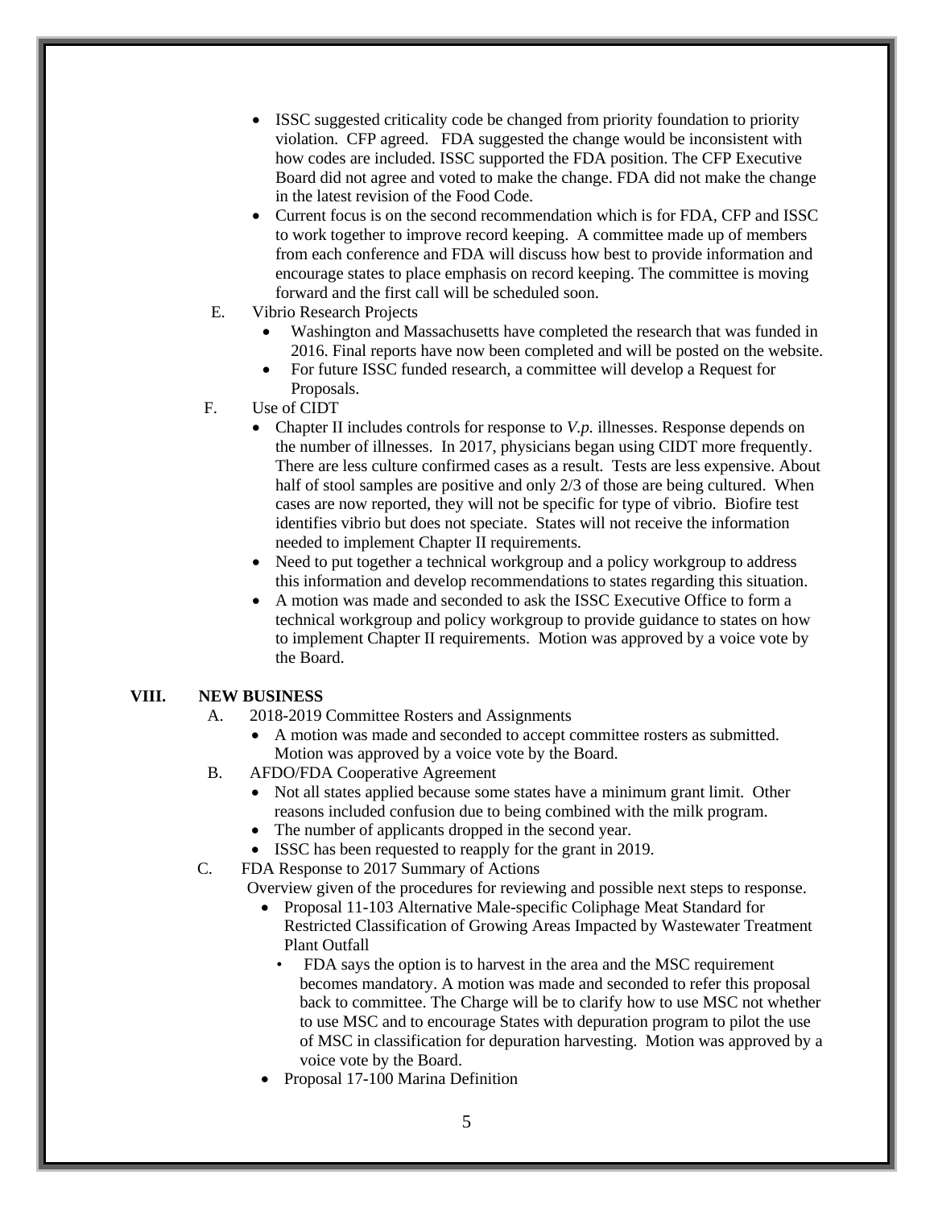- ISSC suggested criticality code be changed from priority foundation to priority violation. CFP agreed. FDA suggested the change would be inconsistent with how codes are included. ISSC supported the FDA position. The CFP Executive Board did not agree and voted to make the change. FDA did not make the change in the latest revision of the Food Code.
- Current focus is on the second recommendation which is for FDA, CFP and ISSC to work together to improve record keeping. A committee made up of members from each conference and FDA will discuss how best to provide information and encourage states to place emphasis on record keeping. The committee is moving forward and the first call will be scheduled soon.

E. Vibrio Research Projects

- Washington and Massachusetts have completed the research that was funded in 2016. Final reports have now been completed and will be posted on the website.
- For future ISSC funded research, a committee will develop a Request for Proposals.

F. Use of CIDT

- Chapter II includes controls for response to *V.p.* illnesses. Response depends on the number of illnesses. In 2017, physicians began using CIDT more frequently. There are less culture confirmed cases as a result. Tests are less expensive. About half of stool samples are positive and only 2/3 of those are being cultured. When cases are now reported, they will not be specific for type of vibrio. Biofire test identifies vibrio but does not speciate. States will not receive the information needed to implement Chapter II requirements.
- Need to put together a technical workgroup and a policy workgroup to address this information and develop recommendations to states regarding this situation.
- A motion was made and seconded to ask the ISSC Executive Office to form a technical workgroup and policy workgroup to provide guidance to states on how to implement Chapter II requirements. Motion was approved by a voice vote by the Board.

## VIII. NEW BUSINESS

A. 2018-2019 Committee Rosters and Assignments

- A motion was made and seconded to accept committee rosters as submitted. Motion was approved by a voice vote by the Board.

B. AFDO/FDA Cooperative Agreement

- Not all states applied because some states have a minimum grant limit. Other reasons included confusion due to being combined with the milk program.
- The number of applicants dropped in the second year.
- ISSC has been requested to reapply for the grant in 2019.

C. FDA Response to 2017 Summary of Actions

Overview given of the procedures for reviewing and possible next steps to response.

- Proposal 11-103 Alternative Male-specific Coliphage Meat Standard for Restricted Classification of Growing Areas Impacted by Wastewater Treatment Plant Outfall
  - FDA says the option is to harvest in the area and the MSC requirement becomes mandatory. A motion was made and seconded to refer this proposal back to committee. The Charge will be to clarify how to use MSC not whether to use MSC and to encourage States with depuration program to pilot the use of MSC in classification for depuration harvesting. Motion was approved by a voice vote by the Board.
- Proposal 17-100 Marina Definition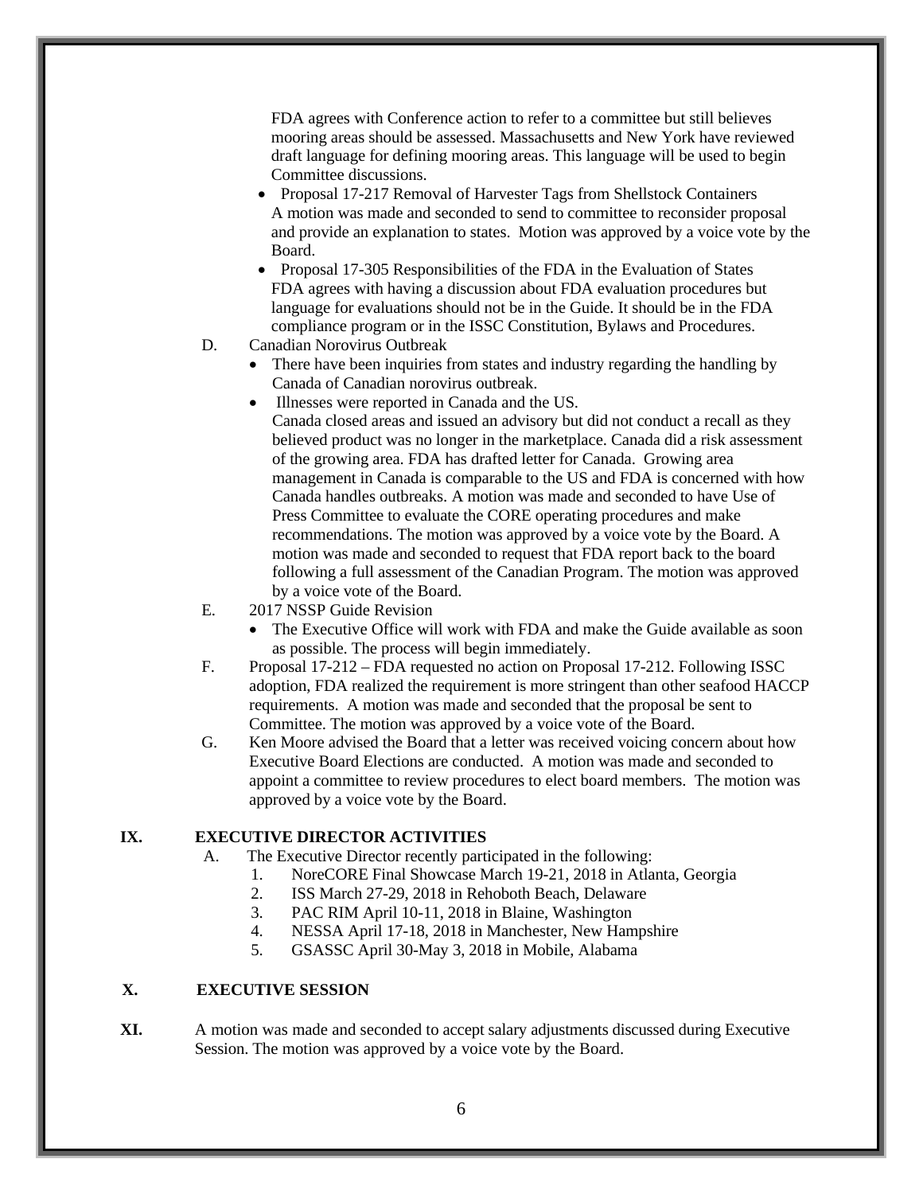FDA agrees with Conference action to refer to a committee but still believes mooring areas should be assessed. Massachusetts and New York have reviewed draft language for defining mooring areas. This language will be used to begin Committee discussions.

- Proposal 17-217 Removal of Harvester Tags from Shellstock Containers
  A motion was made and seconded to send to committee to reconsider proposal and provide an explanation to states. Motion was approved by a voice vote by the Board.
- Proposal 17-305 Responsibilities of the FDA in the Evaluation of States
  FDA agrees with having a discussion about FDA evaluation procedures but language for evaluations should not be in the Guide. It should be in the FDA compliance program or in the ISSC Constitution, Bylaws and Procedures.

D. Canadian Norovirus Outbreak

- There have been inquiries from states and industry regarding the handling by Canada of Canadian norovirus outbreak.
- Illnesses were reported in Canada and the US.
  Canada closed areas and issued an advisory but did not conduct a recall as they believed product was no longer in the marketplace. Canada did a risk assessment of the growing area. FDA has drafted letter for Canada. Growing area management in Canada is comparable to the US and FDA is concerned with how Canada handles outbreaks. A motion was made and seconded to have Use of Press Committee to evaluate the CORE operating procedures and make recommendations. The motion was approved by a voice vote by the Board. A motion was made and seconded to request that FDA report back to the board following a full assessment of the Canadian Program. The motion was approved by a voice vote of the Board.

E. 2017 NSSP Guide Revision

- The Executive Office will work with FDA and make the Guide available as soon as possible. The process will begin immediately.

F. Proposal 17-212 – FDA requested no action on Proposal 17-212. Following ISSC adoption, FDA realized the requirement is more stringent than other seafood HACCP requirements. A motion was made and seconded that the proposal be sent to Committee. The motion was approved by a voice vote of the Board.

G. Ken Moore advised the Board that a letter was received voicing concern about how Executive Board Elections are conducted. A motion was made and seconded to appoint a committee to review procedures to elect board members. The motion was approved by a voice vote by the Board.

## IX. EXECUTIVE DIRECTOR ACTIVITIES

A. The Executive Director recently participated in the following:

1. NoreCORE Final Showcase March 19-21, 2018 in Atlanta, Georgia
2. ISS March 27-29, 2018 in Rehoboth Beach, Delaware
3. PAC RIM April 10-11, 2018 in Blaine, Washington
4. NESSA April 17-18, 2018 in Manchester, New Hampshire
5. GSASSC April 30-May 3, 2018 in Mobile, Alabama

## X. EXECUTIVE SESSION

**XI.** A motion was made and seconded to accept salary adjustments discussed during Executive Session. The motion was approved by a voice vote by the Board.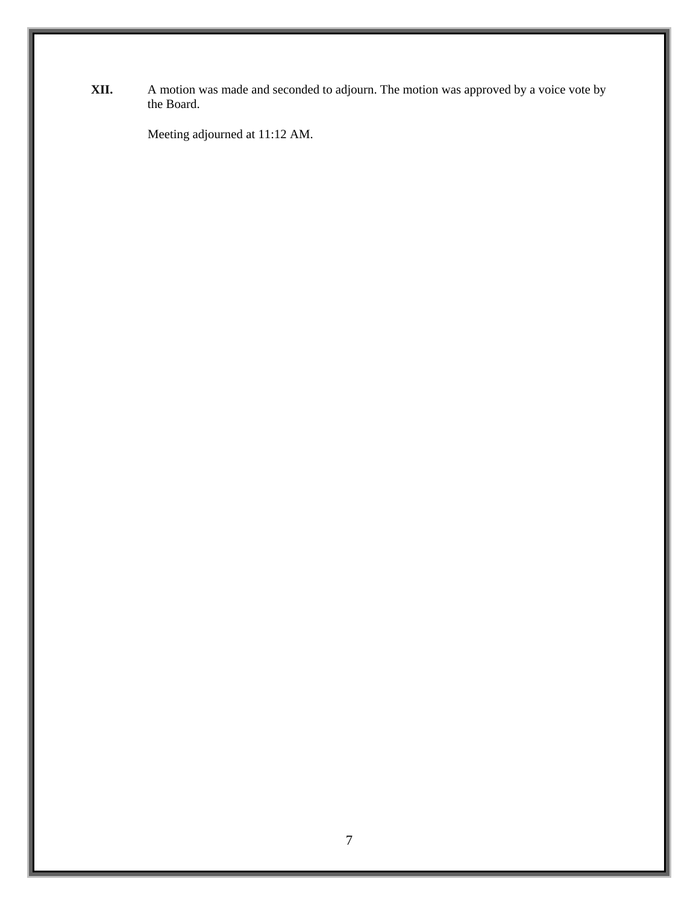**XII.** A motion was made and seconded to adjourn. The motion was approved by a voice vote by the Board.

Meeting adjourned at 11:12 AM.